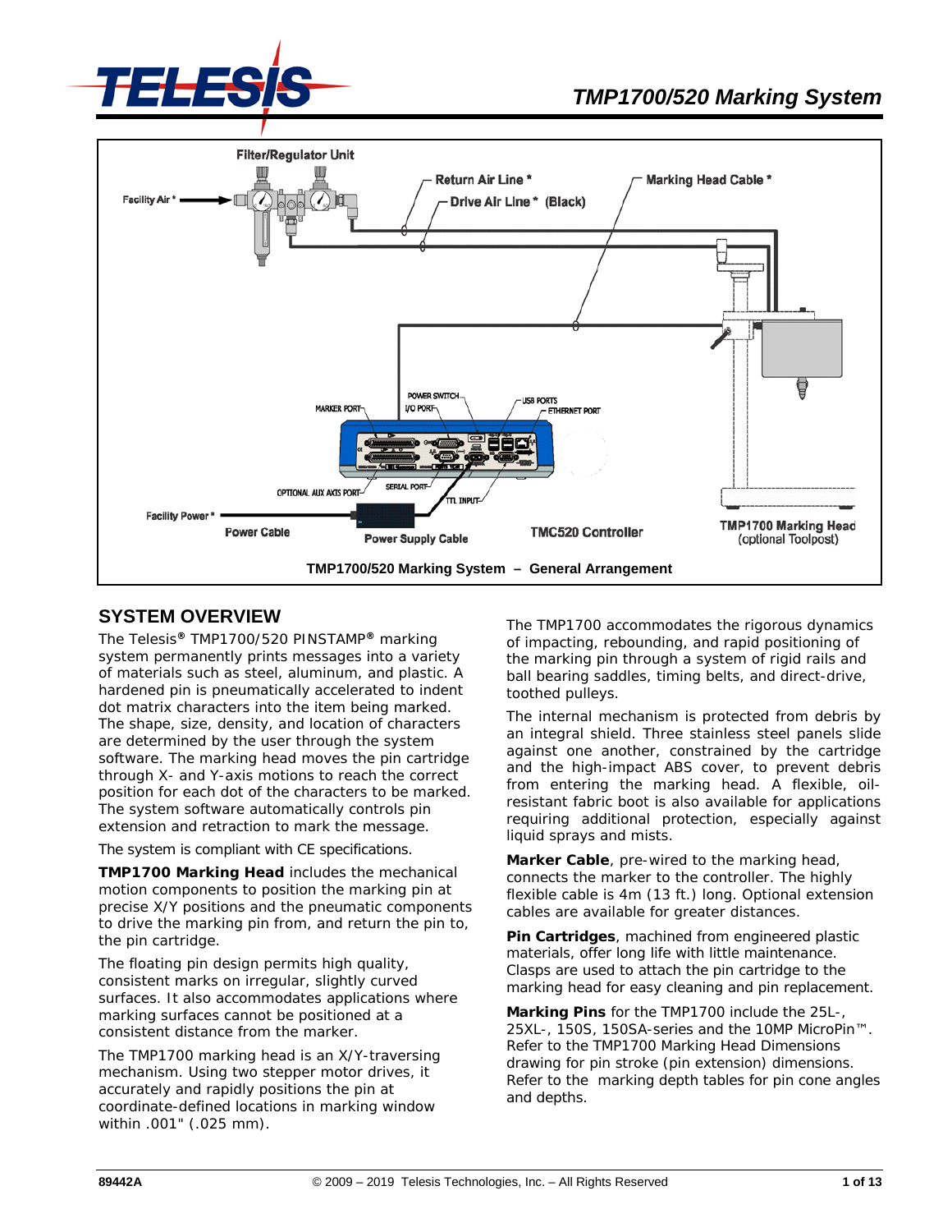# TMP1700/520 Marking System

Filter/Regulator Unit

Facility Air *

Return Air Line *

Drive Air Line * (Black)

Marking Head Cable *

POWER SWITCH

MARKER PORT

I/O PORT

USB PORTS

ETHERNET PORT

OPTIONAL AUX AXIS PORT

SERIAL PORT

TTL INPUT

Facility Power *

Power Cable

Power Supply Cable

TMC520 Controller

TMP1700 Marking Head (optional Toolpost)

**TMP1700/520 Marking System – General Arrangement**

## SYSTEM OVERVIEW

The Telesis® TMP1700/520 PINSTAMP® marking system permanently prints messages into a variety of materials such as steel, aluminum, and plastic. A hardened pin is pneumatically accelerated to indent dot matrix characters into the item being marked. The shape, size, density, and location of characters are determined by the user through the system software. The marking head moves the pin cartridge through X- and Y-axis motions to reach the correct position for each dot of the characters to be marked. The system software automatically controls pin extension and retraction to mark the message.

The system is compliant with CE specifications.

**TMP1700 Marking Head** includes the mechanical motion components to position the marking pin at precise X/Y positions and the pneumatic components to drive the marking pin from, and return the pin to, the pin cartridge.

The floating pin design permits high quality, consistent marks on irregular, slightly curved surfaces. It also accommodates applications where marking surfaces cannot be positioned at a consistent distance from the marker.

The TMP1700 marking head is an X/Y-traversing mechanism. Using two stepper motor drives, it accurately and rapidly positions the pin at coordinate-defined locations in marking window within .001" (.025 mm).

The TMP1700 accommodates the rigorous dynamics of impacting, rebounding, and rapid positioning of the marking pin through a system of rigid rails and ball bearing saddles, timing belts, and direct-drive, toothed pulleys.

The internal mechanism is protected from debris by an integral shield. Three stainless steel panels slide against one another, constrained by the cartridge and the high-impact ABS cover, to prevent debris from entering the marking head. A flexible, oil-resistant fabric boot is also available for applications requiring additional protection, especially against liquid sprays and mists.

**Marker Cable**, pre-wired to the marking head, connects the marker to the controller. The highly flexible cable is 4m (13 ft.) long. Optional extension cables are available for greater distances.

**Pin Cartridges**, machined from engineered plastic materials, offer long life with little maintenance. Clasps are used to attach the pin cartridge to the marking head for easy cleaning and pin replacement.

**Marking Pins** for the TMP1700 include the 25L-, 25XL-, 150S, 150SA-series and the 10MP MicroPin™. Refer to the TMP1700 Marking Head Dimensions drawing for pin stroke (pin extension) dimensions. Refer to the marking depth tables for pin cone angles and depths.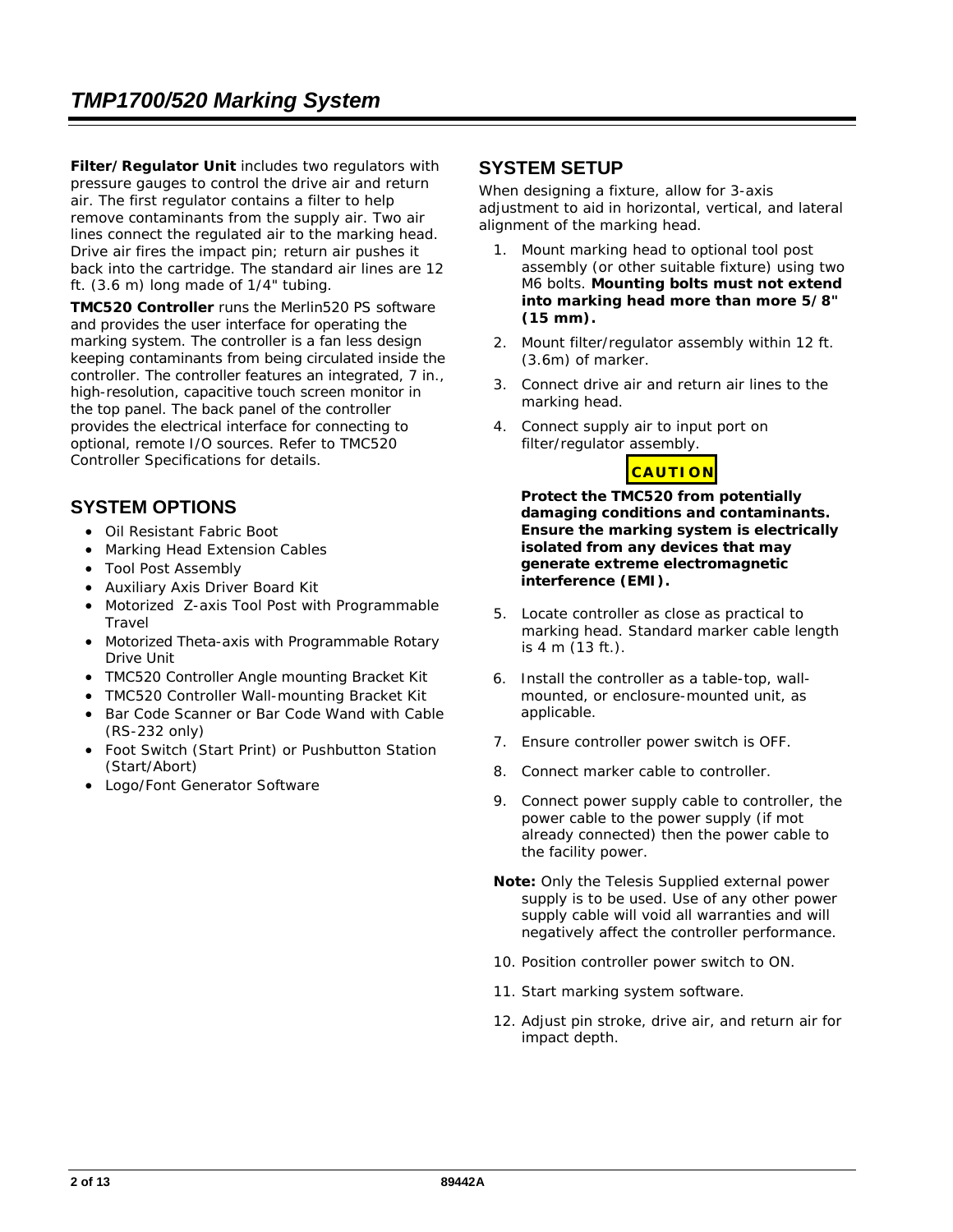**Filter/Regulator Unit** includes two regulators with pressure gauges to control the drive air and return air. The first regulator contains a filter to help remove contaminants from the supply air. Two air lines connect the regulated air to the marking head. Drive air fires the impact pin; return air pushes it back into the cartridge. The standard air lines are 12 ft. (3.6 m) long made of 1/4" tubing.

**TMC520 Controller** runs the Merlin520 PS software and provides the user interface for operating the marking system. The controller is a fan less design keeping contaminants from being circulated inside the controller. The controller features an integrated, 7 in., high-resolution, capacitive touch screen monitor in the top panel. The back panel of the controller provides the electrical interface for connecting to optional, remote I/O sources. Refer to TMC520 Controller Specifications for details.

## SYSTEM OPTIONS

- Oil Resistant Fabric Boot
- Marking Head Extension Cables
- Tool Post Assembly
- Auxiliary Axis Driver Board Kit
- Motorized Z-axis Tool Post with Programmable Travel
- Motorized Theta-axis with Programmable Rotary Drive Unit
- TMC520 Controller Angle mounting Bracket Kit
- TMC520 Controller Wall-mounting Bracket Kit
- Bar Code Scanner or Bar Code Wand with Cable (RS-232 only)
- Foot Switch (Start Print) or Pushbutton Station (Start/Abort)
- Logo/Font Generator Software

## SYSTEM SETUP

When designing a fixture, allow for 3-axis adjustment to aid in horizontal, vertical, and lateral alignment of the marking head.

1. Mount marking head to optional tool post assembly (or other suitable fixture) using two M6 bolts. **Mounting bolts must not extend into marking head more than more 5/8" (15 mm).**
2. Mount filter/regulator assembly within 12 ft. (3.6m) of marker.
3. Connect drive air and return air lines to the marking head.
4. Connect supply air to input port on filter/regulator assembly.

**CAUTION**

**Protect the TMC520 from potentially damaging conditions and contaminants. Ensure the marking system is electrically isolated from any devices that may generate extreme electromagnetic interference (EMI).**

5. Locate controller as close as practical to marking head. Standard marker cable length is 4 m (13 ft.).
6. Install the controller as a table-top, wall-mounted, or enclosure-mounted unit, as applicable.
7. Ensure controller power switch is OFF.
8. Connect marker cable to controller.
9. Connect power supply cable to controller, the power cable to the power supply (if mot already connected) then the power cable to the facility power.

**Note:** Only the Telesis Supplied external power supply is to be used. Use of any other power supply cable will void all warranties and will negatively affect the controller performance.

10. Position controller power switch to ON.
11. Start marking system software.
12. Adjust pin stroke, drive air, and return air for impact depth.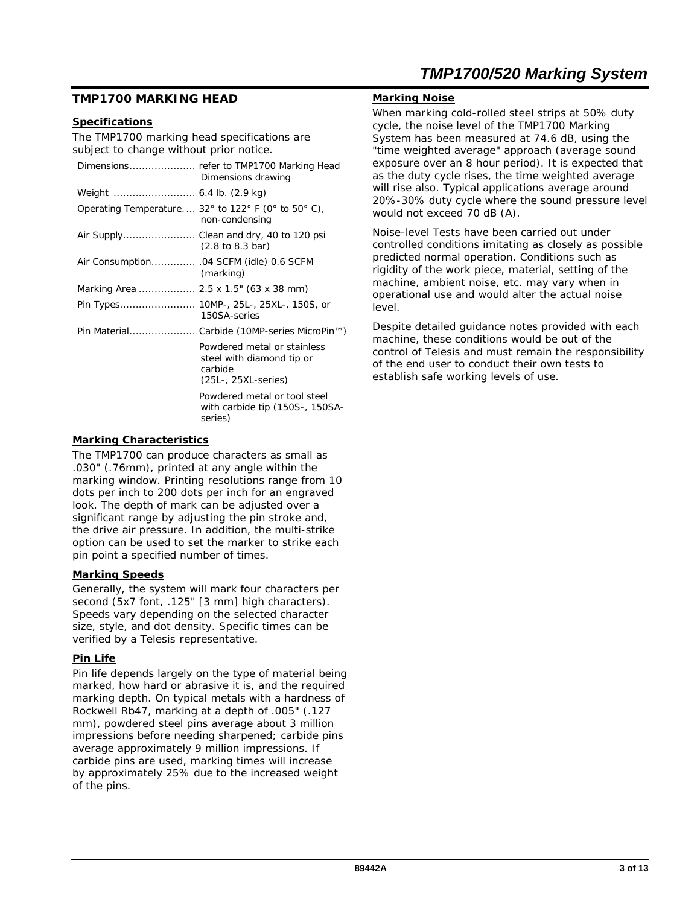## TMP1700 MARKING HEAD

### Specifications

The TMP1700 marking head specifications are subject to change without prior notice.

| | |
|---|---|
| Dimensions | refer to TMP1700 Marking Head Dimensions drawing |
| Weight | 6.4 lb. (2.9 kg) |
| Operating Temperature | 32° to 122° F (0° to 50° C), non-condensing |
| Air Supply | Clean and dry, 40 to 120 psi (2.8 to 8.3 bar) |
| Air Consumption | .04 SCFM (idle) 0.6 SCFM (marking) |
| Marking Area | 2.5 x 1.5" (63 x 38 mm) |
| Pin Types | 10MP-, 25L-, 25XL-, 150S, or 150SA-series |
| Pin Material | Carbide (10MP-series MicroPin™) |
| | Powdered metal or stainless steel with diamond tip or carbide (25L-, 25XL-series) |
| | Powdered metal or tool steel with carbide tip (150S-, 150SA-series) |

### Marking Characteristics

The TMP1700 can produce characters as small as .030" (.76mm), printed at any angle within the marking window. Printing resolutions range from 10 dots per inch to 200 dots per inch for an engraved look. The depth of mark can be adjusted over a significant range by adjusting the pin stroke and, the drive air pressure. In addition, the multi-strike option can be used to set the marker to strike each pin point a specified number of times.

### Marking Speeds

Generally, the system will mark four characters per second (5x7 font, .125" [3 mm] high characters). Speeds vary depending on the selected character size, style, and dot density. Specific times can be verified by a Telesis representative.

### Pin Life

Pin life depends largely on the type of material being marked, how hard or abrasive it is, and the required marking depth. On typical metals with a hardness of Rockwell Rb47, marking at a depth of .005" (.127 mm), powdered steel pins average about 3 million impressions before needing sharpened; carbide pins average approximately 9 million impressions. If carbide pins are used, marking times will increase by approximately 25% due to the increased weight of the pins.

### Marking Noise

When marking cold-rolled steel strips at 50% duty cycle, the noise level of the TMP1700 Marking System has been measured at 74.6 dB, using the "time weighted average" approach (average sound exposure over an 8 hour period). It is expected that as the duty cycle rises, the time weighted average will rise also. Typical applications average around 20%-30% duty cycle where the sound pressure level would not exceed 70 dB (A).

Noise-level Tests have been carried out under controlled conditions imitating as closely as possible predicted normal operation. Conditions such as rigidity of the work piece, material, setting of the machine, ambient noise, etc. may vary when in operational use and would alter the actual noise level.

Despite detailed guidance notes provided with each machine, these conditions would be out of the control of Telesis and must remain the responsibility of the end user to conduct their own tests to establish safe working levels of use.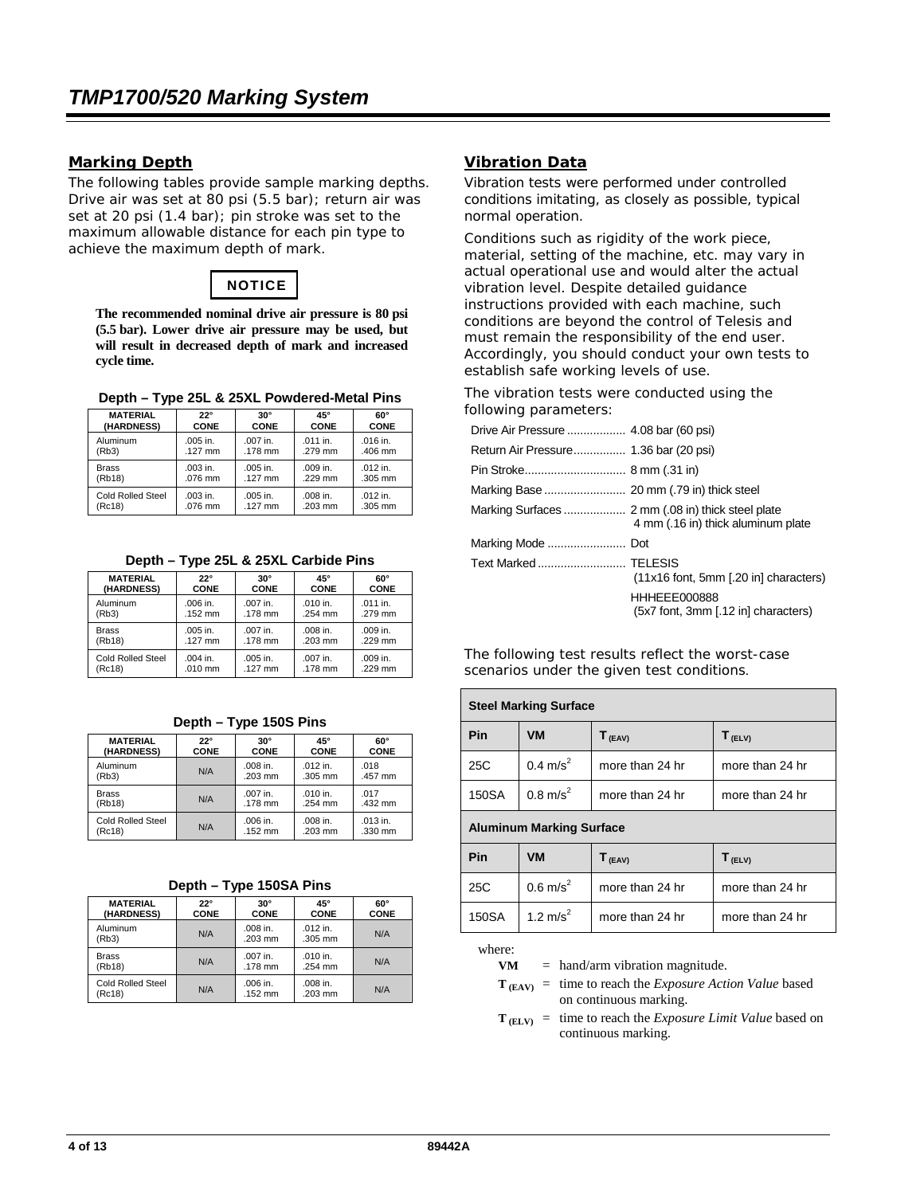## Marking Depth

The following tables provide sample marking depths. Drive air was set at 80 psi (5.5 bar); return air was set at 20 psi (1.4 bar); pin stroke was set to the maximum allowable distance for each pin type to achieve the maximum depth of mark.

**NOTICE**

**The recommended nominal drive air pressure is 80 psi (5.5 bar). Lower drive air pressure may be used, but will result in decreased depth of mark and increased cycle time.**

**Depth – Type 25L & 25XL Powdered-Metal Pins**

| MATERIAL (HARDNESS) | 22° CONE | 30° CONE | 45° CONE | 60° CONE |
|---|---|---|---|---|
| Aluminum (Rb3) | .005 in. .127 mm | .007 in. .178 mm | .011 in. .279 mm | .016 in. .406 mm |
| Brass (Rb18) | .003 in. .076 mm | .005 in. .127 mm | .009 in. .229 mm | .012 in. .305 mm |
| Cold Rolled Steel (Rc18) | .003 in. .076 mm | .005 in. .127 mm | .008 in. .203 mm | .012 in. .305 mm |

**Depth – Type 25L & 25XL Carbide Pins**

| MATERIAL (HARDNESS) | 22° CONE | 30° CONE | 45° CONE | 60° CONE |
|---|---|---|---|---|
| Aluminum (Rb3) | .006 in. .152 mm | .007 in. .178 mm | .010 in. .254 mm | .011 in. .279 mm |
| Brass (Rb18) | .005 in. .127 mm | .007 in. .178 mm | .008 in. .203 mm | .009 in. .229 mm |
| Cold Rolled Steel (Rc18) | .004 in. .010 mm | .005 in. .127 mm | .007 in. .178 mm | .009 in. .229 mm |

**Depth – Type 150S Pins**

| MATERIAL (HARDNESS) | 22° CONE | 30° CONE | 45° CONE | 60° CONE |
|---|---|---|---|---|
| Aluminum (Rb3) | N/A | .008 in. .203 mm | .012 in. .305 mm | .018 .457 mm |
| Brass (Rb18) | N/A | .007 in. .178 mm | .010 in. .254 mm | .017 .432 mm |
| Cold Rolled Steel (Rc18) | N/A | .006 in. .152 mm | .008 in. .203 mm | .013 in. .330 mm |

**Depth – Type 150SA Pins**

| MATERIAL (HARDNESS) | 22° CONE | 30° CONE | 45° CONE | 60° CONE |
|---|---|---|---|---|
| Aluminum (Rb3) | N/A | .008 in. .203 mm | .012 in. .305 mm | N/A |
| Brass (Rb18) | N/A | .007 in. .178 mm | .010 in. .254 mm | N/A |
| Cold Rolled Steel (Rc18) | N/A | .006 in. .152 mm | .008 in. .203 mm | N/A |

## Vibration Data

Vibration tests were performed under controlled conditions imitating, as closely as possible, typical normal operation.

Conditions such as rigidity of the work piece, material, setting of the machine, etc. may vary in actual operational use and would alter the actual vibration level. Despite detailed guidance instructions provided with each machine, such conditions are beyond the control of Telesis and must remain the responsibility of the end user. Accordingly, you should conduct your own tests to establish safe working levels of use.

The vibration tests were conducted using the following parameters:

- Drive Air Pressure .................. 4.08 bar (60 psi)
- Return Air Pressure................ 1.36 bar (20 psi)
- Pin Stroke............................... 8 mm (.31 in)
- Marking Base ......................... 20 mm (.79 in) thick steel
- Marking Surfaces ................... 2 mm (.08 in) thick steel plate; 4 mm (.16 in) thick aluminum plate
- Marking Mode ........................ Dot
- Text Marked ........................... TELESIS (11x16 font, 5mm [.20 in] characters); HHHEEE000888 (5x7 font, 3mm [.12 in] characters)

The following test results reflect the worst-case scenarios under the given test conditions.

| **Steel Marking Surface** | | | |
|---|---|---|---|
| **Pin** | **VM** | $T_{(EAV)}$ | $T_{(ELV)}$ |
| 25C | 0.4 $m/s^2$ | more than 24 hr | more than 24 hr |
| 150SA | 0.8 $m/s^2$ | more than 24 hr | more than 24 hr |
| **Aluminum Marking Surface** | | | |
| **Pin** | **VM** | $T_{(EAV)}$ | $T_{(ELV)}$ |
| 25C | 0.6 $m/s^2$ | more than 24 hr | more than 24 hr |
| 150SA | 1.2 $m/s^2$ | more than 24 hr | more than 24 hr |

where:

**VM** = hand/arm vibration magnitude.

$T_{(EAV)}$ = time to reach the *Exposure Action Value* based on continuous marking.

$T_{(ELV)}$ = time to reach the *Exposure Limit Value* based on continuous marking.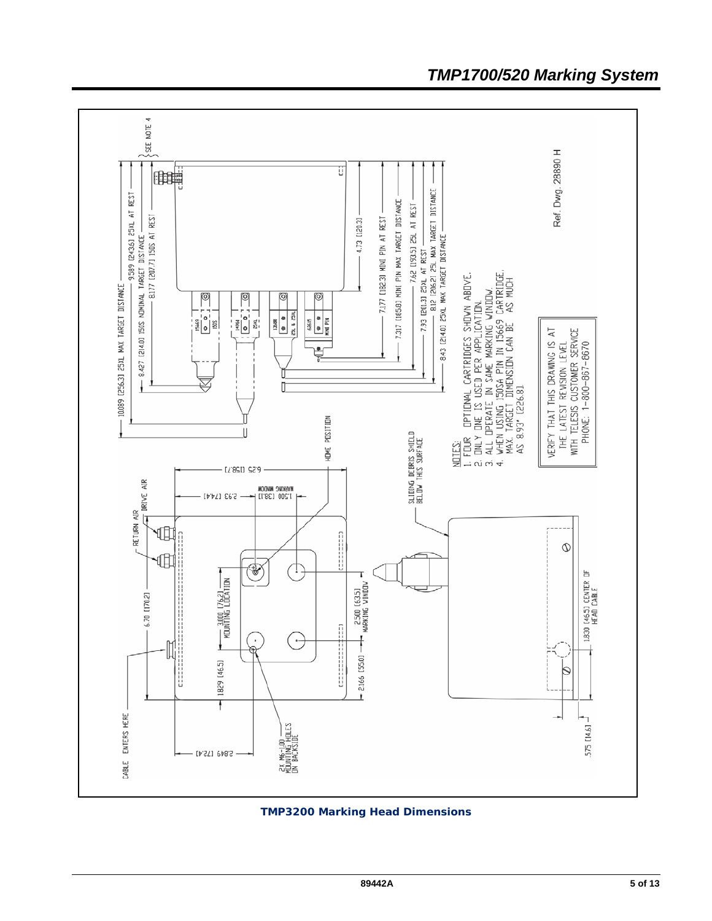## TMP1700/520 Marking System

NOTES:
1. FOUR OPTIONAL CARTRIDGES SHOWN ABOVE.
2. ONLY ONE IS USED PER APPLICATION.
3. ALL OPERATE IN SAME MARKING WINDOW.
4. WHEN USING 150SA PIN IN 15669 CARTRIDGE, MAX. TARGET DIMENSION CAN BE AS MUCH AS 8.93" [226.8]

VERIFY THAT THIS DRAWING IS AT THE LATEST REVISION LEVEL WITH TELESIS CUSTOMER SERVICE PHONE: 1-800-867-8670

Ref. Dwg. 28890 H

**TMP3200 Marking Head Dimensions**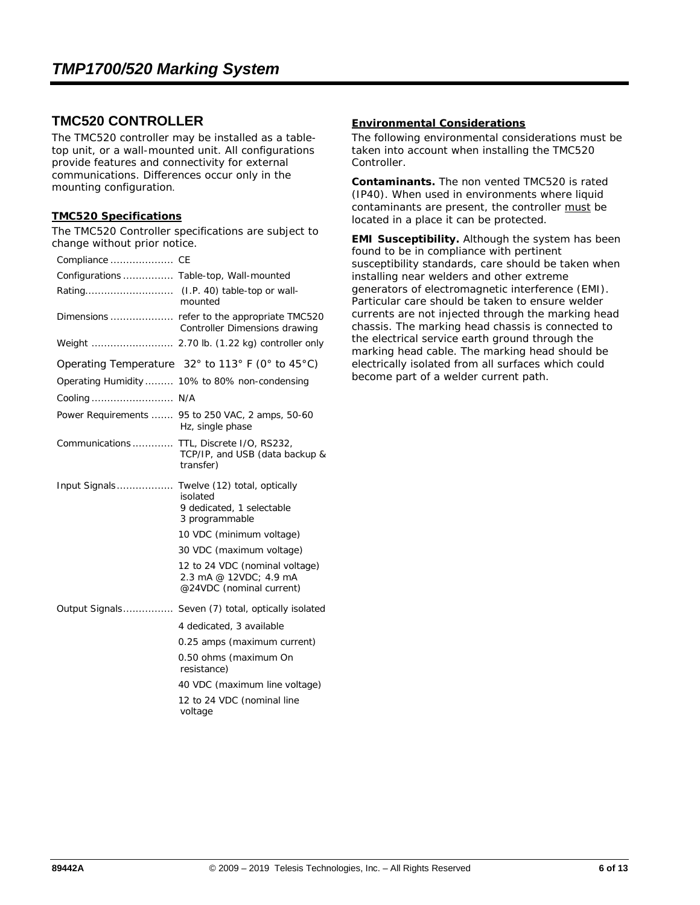## TMC520 CONTROLLER

The TMC520 controller may be installed as a table-top unit, or a wall-mounted unit. All configurations provide features and connectivity for external communications. Differences occur only in the mounting configuration.

### TMC520 Specifications

The TMC520 Controller specifications are subject to change without prior notice.

| Specification | Value |
|---|---|
| Compliance | CE |
| Configurations | Table-top, Wall-mounted |
| Rating | (I.P. 40) table-top or wall-mounted |
| Dimensions | refer to the appropriate TMC520 Controller Dimensions drawing |
| Weight | 2.70 lb. (1.22 kg) controller only |
| Operating Temperature | 32° to 113° F (0° to 45°C) |
| Operating Humidity | 10% to 80% non-condensing |
| Cooling | N/A |
| Power Requirements | 95 to 250 VAC, 2 amps, 50-60 Hz, single phase |
| Communications | TTL, Discrete I/O, RS232, TCP/IP, and USB (data backup & transfer) |
| Input Signals | Twelve (12) total, optically isolated<br>9 dedicated, 1 selectable<br>3 programmable |
| | 10 VDC (minimum voltage) |
| | 30 VDC (maximum voltage) |
| | 12 to 24 VDC (nominal voltage)<br>2.3 mA @ 12VDC; 4.9 mA @24VDC (nominal current) |
| Output Signals | Seven (7) total, optically isolated |
| | 4 dedicated, 3 available |
| | 0.25 amps (maximum current) |
| | 0.50 ohms (maximum On resistance) |
| | 40 VDC (maximum line voltage) |
| | 12 to 24 VDC (nominal line voltage |

### Environmental Considerations

The following environmental considerations must be taken into account when installing the TMC520 Controller.

**Contaminants.** The non vented TMC520 is rated (IP40). When used in environments where liquid contaminants are present, the controller must be located in a place it can be protected.

**EMI Susceptibility.** Although the system has been found to be in compliance with pertinent susceptibility standards, care should be taken when installing near welders and other extreme generators of electromagnetic interference (EMI). Particular care should be taken to ensure welder currents are not injected through the marking head chassis. The marking head chassis is connected to the electrical service earth ground through the marking head cable. The marking head should be electrically isolated from all surfaces which could become part of a welder current path.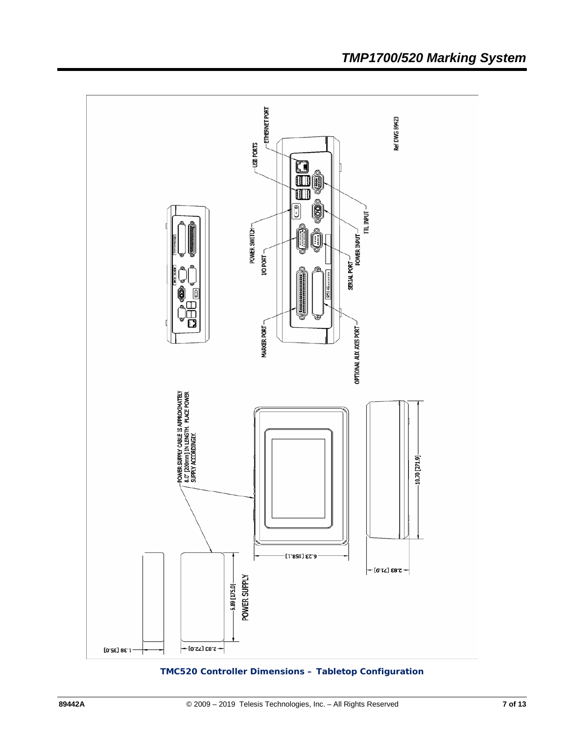USB PORTS

ETHERNET PORT

Ref DWG 89423

POWER SWITCH

I/O PORT

TTL INPUT

POWER INPUT

SERIAL PORT

MARKER PORT

OPTIONAL AUX AXIS PORT

POWER SUPPLY CABLE IS APPROXIMATELY 8.0" [200mm] IN LENGTH. PLACE POWER SUPPLY ACCORDINGLY.

10.70 [271.9]

6.23 [158.1]

2.83 [71.9]

6.89 [175.0]

POWER SUPPLY

2.83 [72.0]

1.38 [35.0]

**TMC520 Controller Dimensions – Tabletop Configuration**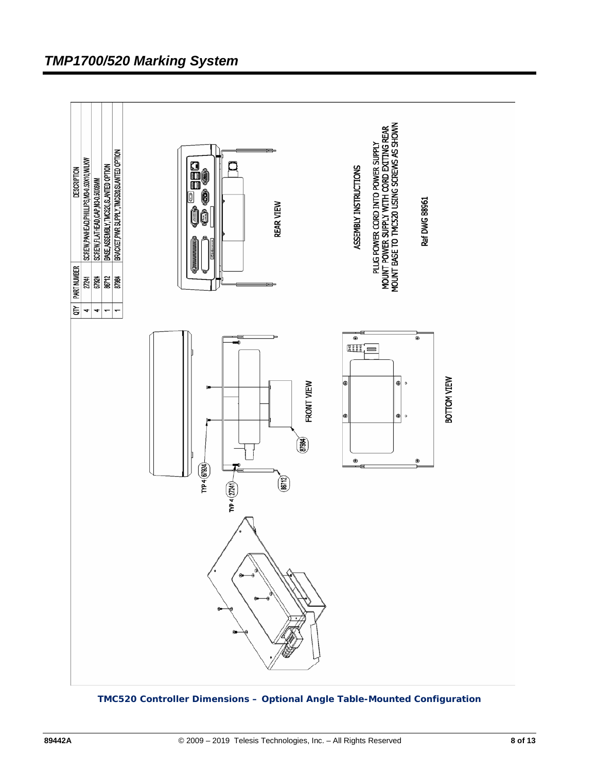| QTY | PART NUMBER | DESCRIPTION |
|---|---|---|
| 4 | 27241 | SCREW,PANHEAD,PHILLIPS,M3-0.50X10,W/LKW |
| 4 | 67924 | SCREW,FLATHEAD,CAP,M3-0.50X6MM |
| 1 | 86712 | BASE,ASSEMBLY,TMC520,SLANTED OPTION |
| 1 | 87984 | BRACKET,PWR SUPPLY,TMC520 SLANTED OPTION |

REAR VIEW

FRONT VIEW

BOTTOM VIEW

TYP 4 67924

TYP 4 27241

86712

87984

ASSEMBLY INSTRUCTIONS

PLUG POWER CORD INTO POWER SUPPLY
MOUNT POWER SUPPLY WITH CORD EXITING REAR
MOUNT BASE TO TMC520 USING SCREWS AS SHOWN

Ref DWG 88961

**TMC520 Controller Dimensions – Optional Angle Table-Mounted Configuration**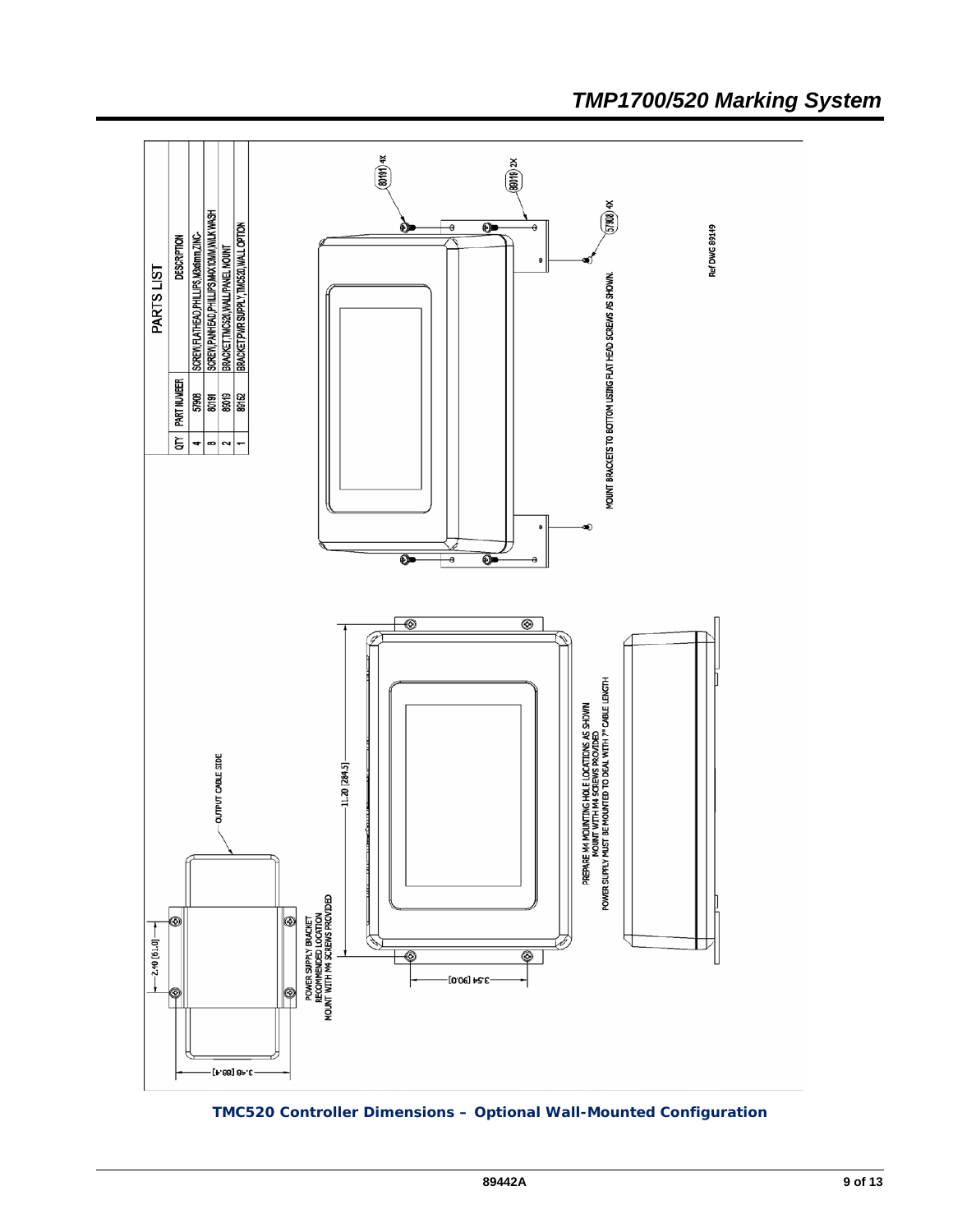## PARTS LIST

| QTY | PART NUMBER | DESCRIPTION |
|---|---|---|
| 4 | 57908 | SCREW,FLATHEAD,PHILLIPS,M3x6mm,ZINC- |
| 8 | 80191 | SCREW,PANHEAD,PHILLIPS,M4X10MM W/LK WASH |
| 2 | 89019 | BRACKET,TMC520,WALL/PANEL MOUNT |
| 1 | 89152 | BRACKET,PWR SUPPLY,TMC520,WALL OPTION |

80191 4X

89019 2X

57908 4X

MOUNT BRACKETS TO BOTTOM USING FLAT HEAD SCREWS AS SHOWN.

Ref DWG 89149

OUTPUT CABLE SIDE

2.40 [61.0]

3.46 [88.4]

POWER SUPPLY BRACKET
RECOMMENDED LOCATION
MOUNT WITH M4 SCREWS PROVIDED

11.20 [284.5]

3.54 [90.0]

PREPARE M4 MOUNTING HOLE LOCATIONS AS SHOWN
MOUNT WITH M4 SCREWS PROVIDED
POWER SUPPLY MUST BE MOUNTED TO DEAL WITH 7" CABLE LENGTH

**TMC520 Controller Dimensions – Optional Wall-Mounted Configuration**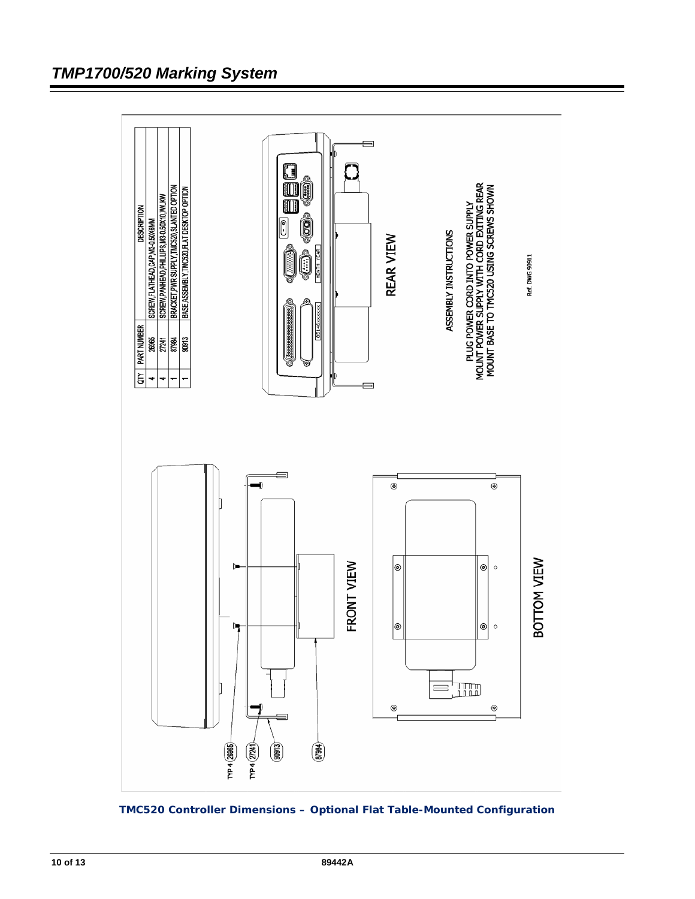| QTY | PART NUMBER | DESCRIPTION |
|---|---|---|
| 4 | 26965 | SCREW,FLATHEAD,CAP,M3-0.50X6MM |
| 4 | 27241 | SCREW,PANHEAD,PHILLIPS,M3-0.50X10,W/LKW |
| 1 | 87984 | BRACKET,PWR SUPPLY,TMC520,SLANTED OPTION |
| 1 | 90913 | BASE,ASSEMBLY,TMC520,FLAT DESKTOP OPTION |

REAR VIEW

ASSEMBLY INSTRUCTIONS

PLUG POWER CORD INTO POWER SUPPLY
MOUNT POWER SUPPLY WITH CORD EXITING REAR
MOUNT BASE TO TMC520 USING SCREWS SHOWN

Ref. DWG 90911

FRONT VIEW

BOTTOM VIEW

TYP 4 (26965) TYP 4 (27241) (90913) (87984)

**TMC520 Controller Dimensions – Optional Flat Table-Mounted Configuration**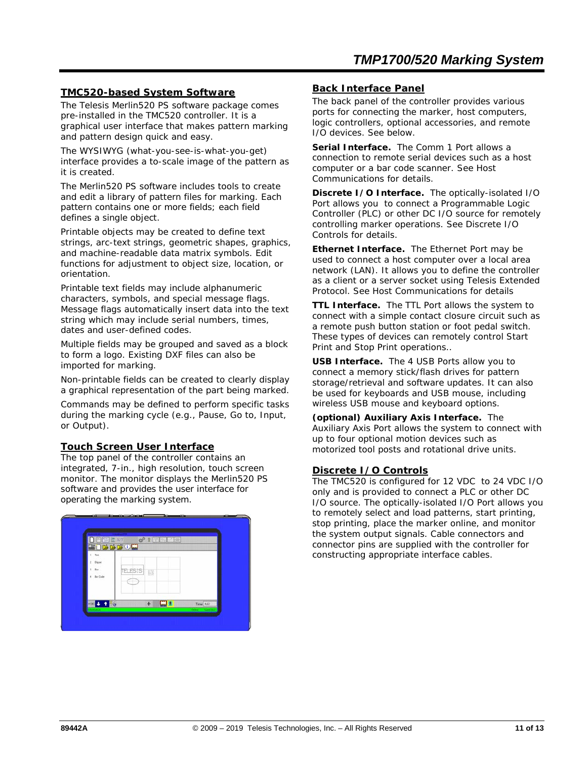## TMC520-based System Software

The Telesis Merlin520 PS software package comes pre-installed in the TMC520 controller. It is a graphical user interface that makes pattern marking and pattern design quick and easy.

The WYSIWYG (what-you-see-is-what-you-get) interface provides a to-scale image of the pattern as it is created.

The Merlin520 PS software includes tools to create and edit a library of pattern files for marking. Each pattern contains one or more fields; each field defines a single object.

Printable objects may be created to define text strings, arc-text strings, geometric shapes, graphics, and machine-readable data matrix symbols. Edit functions for adjustment to object size, location, or orientation.

Printable text fields may include alphanumeric characters, symbols, and special message flags. Message flags automatically insert data into the text string which may include serial numbers, times, dates and user-defined codes.

Multiple fields may be grouped and saved as a block to form a logo. Existing DXF files can also be imported for marking.

Non-printable fields can be created to clearly display a graphical representation of the part being marked.

Commands may be defined to perform specific tasks during the marking cycle (e.g., Pause, Go to, Input, or Output).

## Touch Screen User Interface

The top panel of the controller contains an integrated, 7-in., high resolution, touch screen monitor. The monitor displays the Merlin520 PS software and provides the user interface for operating the marking system.

## Back Interface Panel

The back panel of the controller provides various ports for connecting the marker, host computers, logic controllers, optional accessories, and remote I/O devices. See below.

**Serial Interface.** The Comm 1 Port allows a connection to remote serial devices such as a host computer or a bar code scanner. See Host Communications for details.

**Discrete I/O Interface.** The optically-isolated I/O Port allows you to connect a Programmable Logic Controller (PLC) or other DC I/O source for remotely controlling marker operations. See Discrete I/O Controls for details.

**Ethernet Interface.** The Ethernet Port may be used to connect a host computer over a local area network (LAN). It allows you to define the controller as a client or a server socket using Telesis Extended Protocol. See Host Communications for details

**TTL Interface.** The TTL Port allows the system to connect with a simple contact closure circuit such as a remote push button station or foot pedal switch. These types of devices can remotely control Start Print and Stop Print operations..

**USB Interface.** The 4 USB Ports allow you to connect a memory stick/flash drives for pattern storage/retrieval and software updates. It can also be used for keyboards and USB mouse, including wireless USB mouse and keyboard options.

**(optional) Auxiliary Axis Interface.** The Auxiliary Axis Port allows the system to connect with up to four optional motion devices such as motorized tool posts and rotational drive units.

## Discrete I/O Controls

The TMC520 is configured for 12 VDC to 24 VDC I/O only and is provided to connect a PLC or other DC I/O source. The optically-isolated I/O Port allows you to remotely select and load patterns, start printing, stop printing, place the marker online, and monitor the system output signals. Cable connectors and connector pins are supplied with the controller for constructing appropriate interface cables.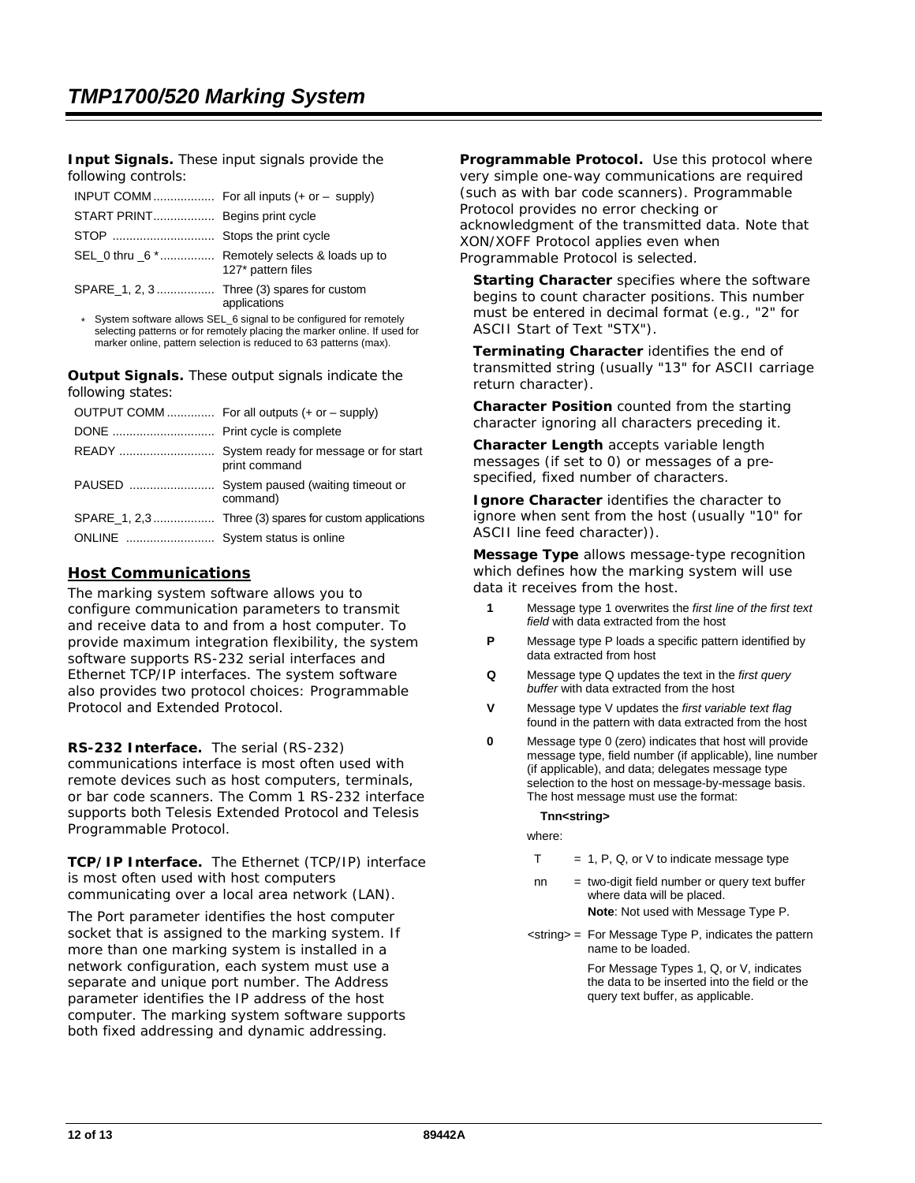**Input Signals.** These input signals provide the following controls:

| | |
|---|---|
| INPUT COMM | For all inputs (+ or – supply) |
| START PRINT | Begins print cycle |
| STOP | Stops the print cycle |
| SEL_0 thru _6 * | Remotely selects & loads up to 127* pattern files |
| SPARE_1, 2, 3 | Three (3) spares for custom applications |

\* System software allows SEL_6 signal to be configured for remotely selecting patterns or for remotely placing the marker online. If used for marker online, pattern selection is reduced to 63 patterns (max).

**Output Signals.** These output signals indicate the following states:

| | |
|---|---|
| OUTPUT COMM | For all outputs (+ or – supply) |
| DONE | Print cycle is complete |
| READY | System ready for message or for start print command |
| PAUSED | System paused (waiting timeout or command) |
| SPARE_1, 2,3 | Three (3) spares for custom applications |
| ONLINE | System status is online |

## Host Communications

The marking system software allows you to configure communication parameters to transmit and receive data to and from a host computer. To provide maximum integration flexibility, the system software supports RS-232 serial interfaces and Ethernet TCP/IP interfaces. The system software also provides two protocol choices: Programmable Protocol and Extended Protocol.

**RS-232 Interface.** The serial (RS-232) communications interface is most often used with remote devices such as host computers, terminals, or bar code scanners. The Comm 1 RS-232 interface supports both Telesis Extended Protocol and Telesis Programmable Protocol.

**TCP/IP Interface.** The Ethernet (TCP/IP) interface is most often used with host computers communicating over a local area network (LAN).

The Port parameter identifies the host computer socket that is assigned to the marking system. If more than one marking system is installed in a network configuration, each system must use a separate and unique port number. The Address parameter identifies the IP address of the host computer. The marking system software supports both fixed addressing and dynamic addressing.

**Programmable Protocol.** Use this protocol where very simple one-way communications are required (such as with bar code scanners). Programmable Protocol provides no error checking or acknowledgment of the transmitted data. Note that XON/XOFF Protocol applies even when Programmable Protocol is selected.

**Starting Character** specifies where the software begins to count character positions. This number must be entered in decimal format (e.g., "2" for ASCII Start of Text "STX").

**Terminating Character** identifies the end of transmitted string (usually "13" for ASCII carriage return character).

**Character Position** counted from the starting character ignoring all characters preceding it.

**Character Length** accepts variable length messages (if set to 0) or messages of a pre-specified, fixed number of characters.

**Ignore Character** identifies the character to ignore when sent from the host (usually "10" for ASCII line feed character)).

**Message Type** allows message-type recognition which defines how the marking system will use data it receives from the host.

- **1** Message type 1 overwrites the *first line of the first text field* with data extracted from the host
- **P** Message type P loads a specific pattern identified by data extracted from host
- **Q** Message type Q updates the text in the *first query buffer* with data extracted from the host
- **V** Message type V updates the *first variable text flag* found in the pattern with data extracted from the host
- **0** Message type 0 (zero) indicates that host will provide message type, field number (if applicable), line number (if applicable), and data; delegates message type selection to the host on message-by-message basis. The host message must use the format:

  **Tnn<string>**

  where:

  T = 1, P, Q, or V to indicate message type

  nn = two-digit field number or query text buffer where data will be placed.
  **Note**: Not used with Message Type P.

  <string> = For Message Type P, indicates the pattern name to be loaded.
  For Message Types 1, Q, or V, indicates the data to be inserted into the field or the query text buffer, as applicable.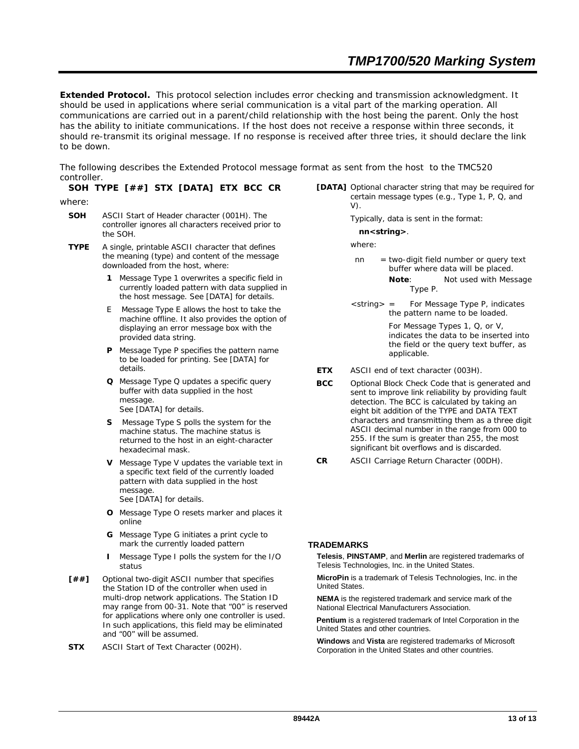**Extended Protocol.** This protocol selection includes error checking and transmission acknowledgment. It should be used in applications where serial communication is a vital part of the marking operation. All communications are carried out in a parent/child relationship with the host being the parent. Only the host has the ability to initiate communications. If the host does not receive a response within three seconds, it should re-transmit its original message. If no response is received after three tries, it should declare the link to be down.

The following describes the Extended Protocol message format as sent from the host to the TMC520 controller.

**SOH TYPE [##] STX [DATA] ETX BCC CR**

where:

**SOH** ASCII Start of Header character (001H). The controller ignores all characters received prior to the SOH.

**TYPE** A single, printable ASCII character that defines the meaning (type) and content of the message downloaded from the host, where:

- **1** Message Type 1 overwrites a specific field in currently loaded pattern with data supplied in the host message. See [DATA] for details.
- E Message Type E allows the host to take the machine offline. It also provides the option of displaying an error message box with the provided data string.
- **P** Message Type P specifies the pattern name to be loaded for printing. See [DATA] for details.
- **Q** Message Type Q updates a specific query buffer with data supplied in the host message. See [DATA] for details.
- **S** Message Type S polls the system for the machine status. The machine status is returned to the host in an eight-character hexadecimal mask.
- **V** Message Type V updates the variable text in a specific text field of the currently loaded pattern with data supplied in the host message. See [DATA] for details.
- **O** Message Type O resets marker and places it online
- **G** Message Type G initiates a print cycle to mark the currently loaded pattern
- **I** Message Type I polls the system for the I/O status

**[##]** Optional two-digit ASCII number that specifies the Station ID of the controller when used in multi-drop network applications. The Station ID may range from 00-31. Note that "00" is reserved for applications where only one controller is used. In such applications, this field may be eliminated and "00" will be assumed.

**STX** ASCII Start of Text Character (002H).

**[DATA]** Optional character string that may be required for certain message types (e.g., Type 1, P, Q, and V).

Typically, data is sent in the format:

**nn<string>**.

where:

nn = two-digit field number or query text buffer where data will be placed.
**Note**: Not used with Message Type P.

<string> = For Message Type P, indicates the pattern name to be loaded.
For Message Types 1, Q, or V, indicates the data to be inserted into the field or the query text buffer, as applicable.

**ETX** ASCII end of text character (003H).

**BCC** Optional Block Check Code that is generated and sent to improve link reliability by providing fault detection. The BCC is calculated by taking an eight bit addition of the TYPE and DATA TEXT characters and transmitting them as a three digit ASCII decimal number in the range from 000 to 255. If the sum is greater than 255, the most significant bit overflows and is discarded.

**CR** ASCII Carriage Return Character (00DH).

### TRADEMARKS

**Telesis**, **PINSTAMP**, and **Merlin** are registered trademarks of Telesis Technologies, Inc. in the United States.

**MicroPin** is a trademark of Telesis Technologies, Inc. in the United States.

**NEMA** is the registered trademark and service mark of the National Electrical Manufacturers Association.

**Pentium** is a registered trademark of Intel Corporation in the United States and other countries.

**Windows** and **Vista** are registered trademarks of Microsoft Corporation in the United States and other countries.